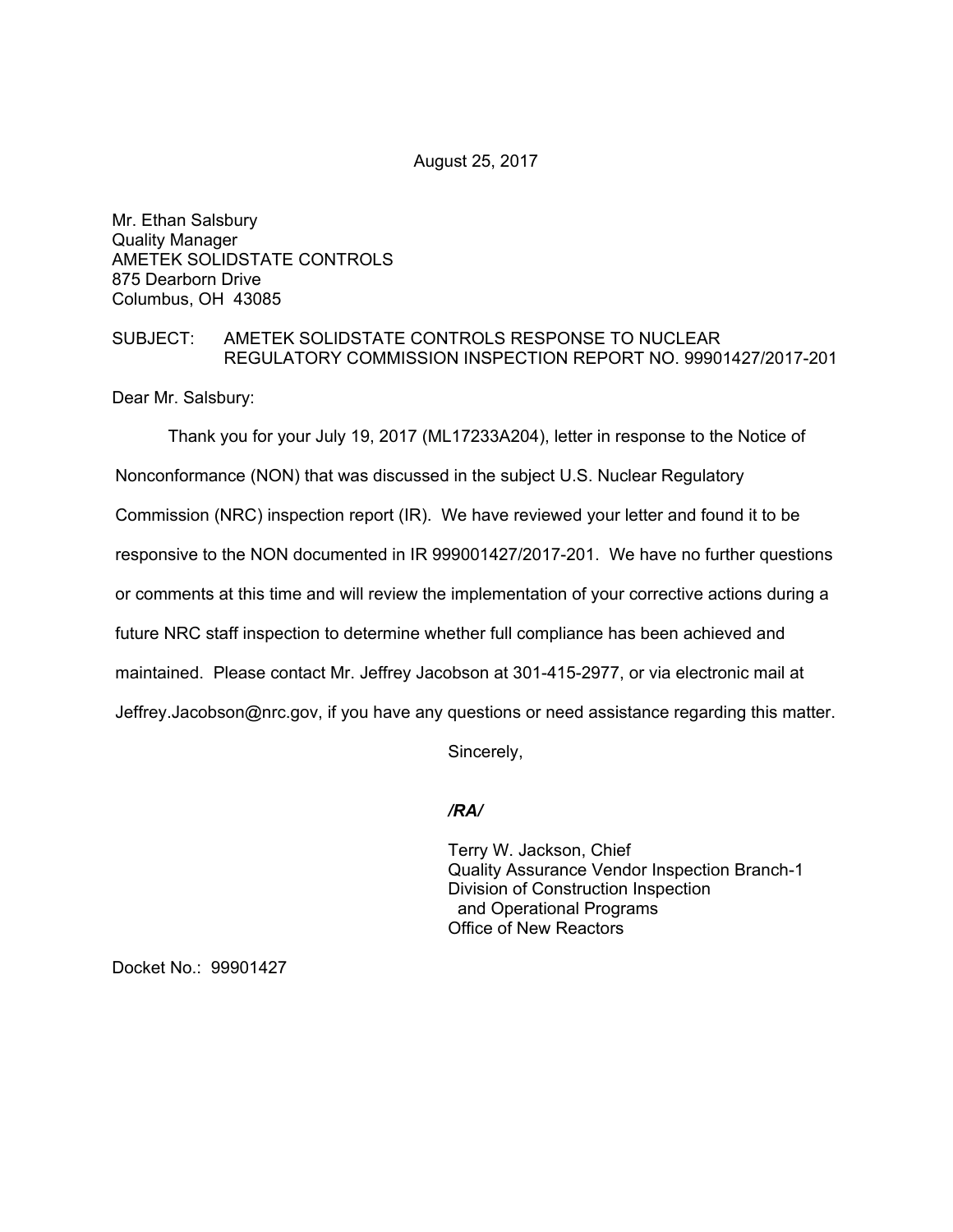August 25, 2017

Mr. Ethan Salsbury
Quality Manager
AMETEK SOLIDSTATE CONTROLS
875 Dearborn Drive
Columbus, OH 43085

SUBJECT: AMETEK SOLIDSTATE CONTROLS RESPONSE TO NUCLEAR REGULATORY COMMISSION INSPECTION REPORT NO. 99901427/2017-201

Dear Mr. Salsbury:

Thank you for your July 19, 2017 (ML17233A204), letter in response to the Notice of Nonconformance (NON) that was discussed in the subject U.S. Nuclear Regulatory Commission (NRC) inspection report (IR). We have reviewed your letter and found it to be responsive to the NON documented in IR 999001427/2017-201. We have no further questions or comments at this time and will review the implementation of your corrective actions during a future NRC staff inspection to determine whether full compliance has been achieved and maintained. Please contact Mr. Jeffrey Jacobson at 301-415-2977, or via electronic mail at Jeffrey.Jacobson@nrc.gov, if you have any questions or need assistance regarding this matter.

Sincerely,

***/RA/***

Terry W. Jackson, Chief
Quality Assurance Vendor Inspection Branch-1
Division of Construction Inspection
and Operational Programs
Office of New Reactors

Docket No.: 99901427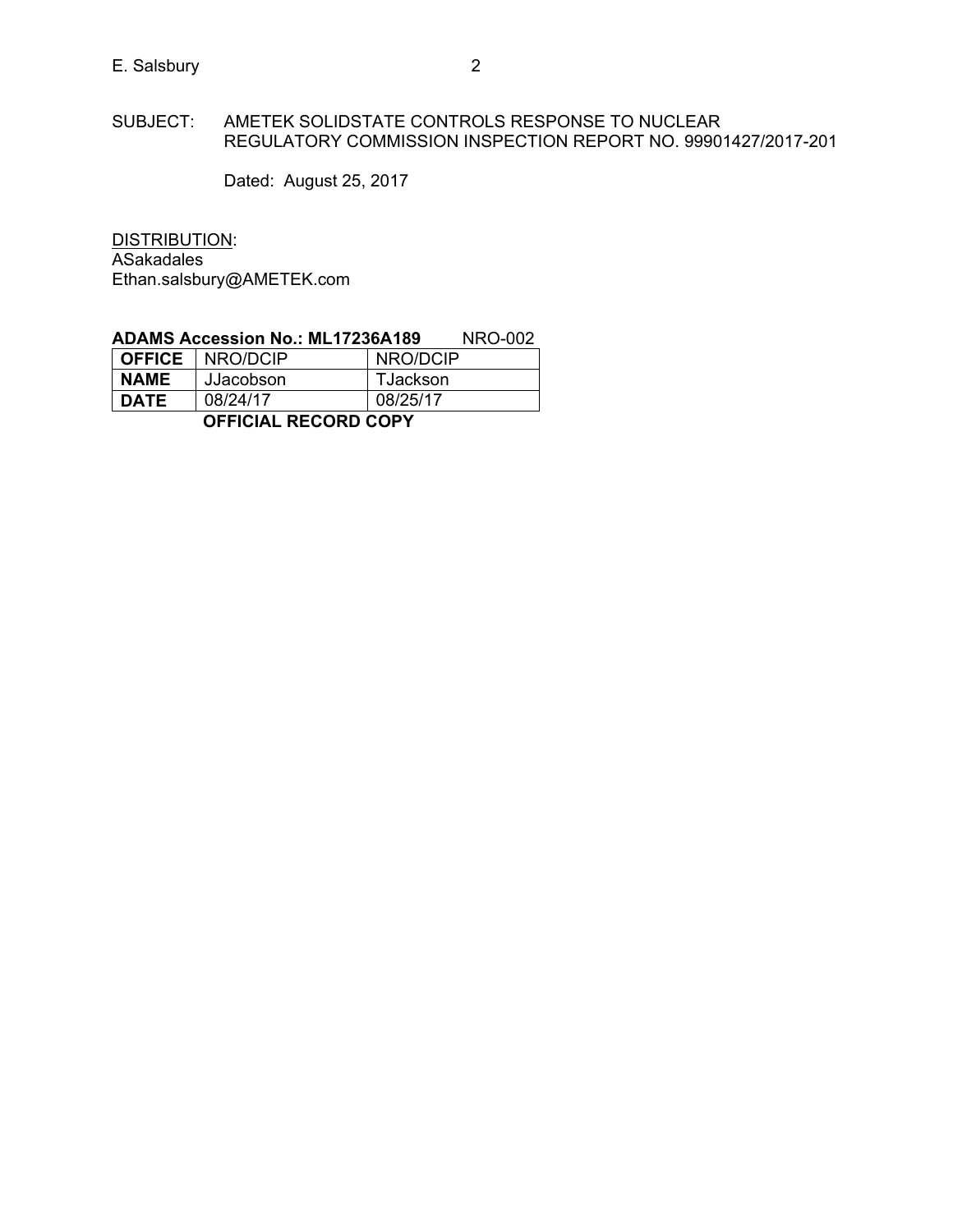SUBJECT: AMETEK SOLIDSTATE CONTROLS RESPONSE TO NUCLEAR REGULATORY COMMISSION INSPECTION REPORT NO. 99901427/2017-201

Dated: August 25, 2017

DISTRIBUTION:
ASakadales
Ethan.salsbury@AMETEK.com

**ADAMS Accession No.: ML17236A189** NRO-002

| | | |
|---|---|---|
| **OFFICE** | NRO/DCIP | NRO/DCIP |
| **NAME** | JJacobson | TJackson |
| **DATE** | 08/24/17 | 08/25/17 |

**OFFICIAL RECORD COPY**